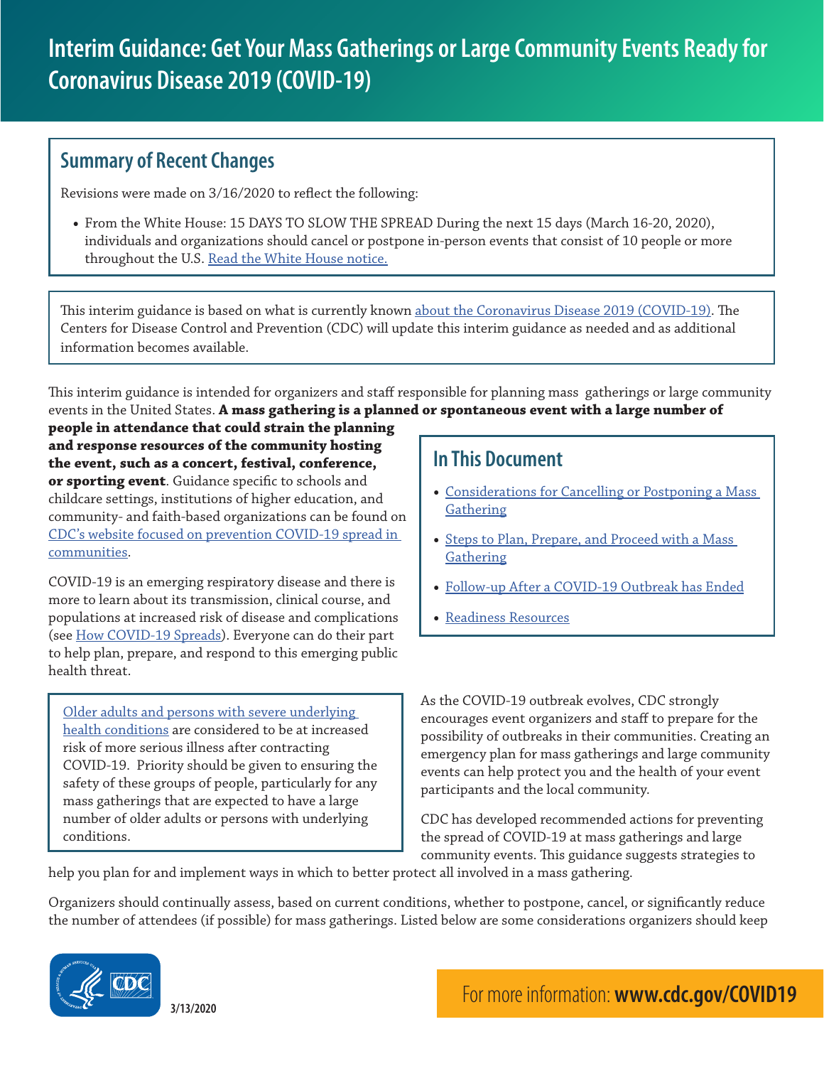# Interim Guidance: Get Your Mass Gatherings or Large Community Events Ready for Coronavirus Disease 2019 (COVID-19)

## Summary of Recent Changes

Revisions were made on 3/16/2020 to reflect the following:

- From the White House: 15 DAYS TO SLOW THE SPREAD During the next 15 days (March 16-20, 2020), individuals and organizations should cancel or postpone in-person events that consist of 10 people or more throughout the U.S. Read the White House notice.

This interim guidance is based on what is currently known about the Coronavirus Disease 2019 (COVID-19). The Centers for Disease Control and Prevention (CDC) will update this interim guidance as needed and as additional information becomes available.

This interim guidance is intended for organizers and staff responsible for planning mass gatherings or large community events in the United States. **A mass gathering is a planned or spontaneous event with a large number of people in attendance that could strain the planning and response resources of the community hosting the event, such as a concert, festival, conference, or sporting event**. Guidance specific to schools and childcare settings, institutions of higher education, and community- and faith-based organizations can be found on CDC's website focused on prevention COVID-19 spread in communities.

## In This Document

- Considerations for Cancelling or Postponing a Mass Gathering
- Steps to Plan, Prepare, and Proceed with a Mass Gathering
- Follow-up After a COVID-19 Outbreak has Ended
- Readiness Resources

COVID-19 is an emerging respiratory disease and there is more to learn about its transmission, clinical course, and populations at increased risk of disease and complications (see How COVID-19 Spreads). Everyone can do their part to help plan, prepare, and respond to this emerging public health threat.

Older adults and persons with severe underlying health conditions are considered to be at increased risk of more serious illness after contracting COVID-19. Priority should be given to ensuring the safety of these groups of people, particularly for any mass gatherings that are expected to have a large number of older adults or persons with underlying conditions.

As the COVID-19 outbreak evolves, CDC strongly encourages event organizers and staff to prepare for the possibility of outbreaks in their communities. Creating an emergency plan for mass gatherings and large community events can help protect you and the health of your event participants and the local community.

CDC has developed recommended actions for preventing the spread of COVID-19 at mass gatherings and large community events. This guidance suggests strategies to help you plan for and implement ways in which to better protect all involved in a mass gathering.

Organizers should continually assess, based on current conditions, whether to postpone, cancel, or significantly reduce the number of attendees (if possible) for mass gatherings. Listed below are some considerations organizers should keep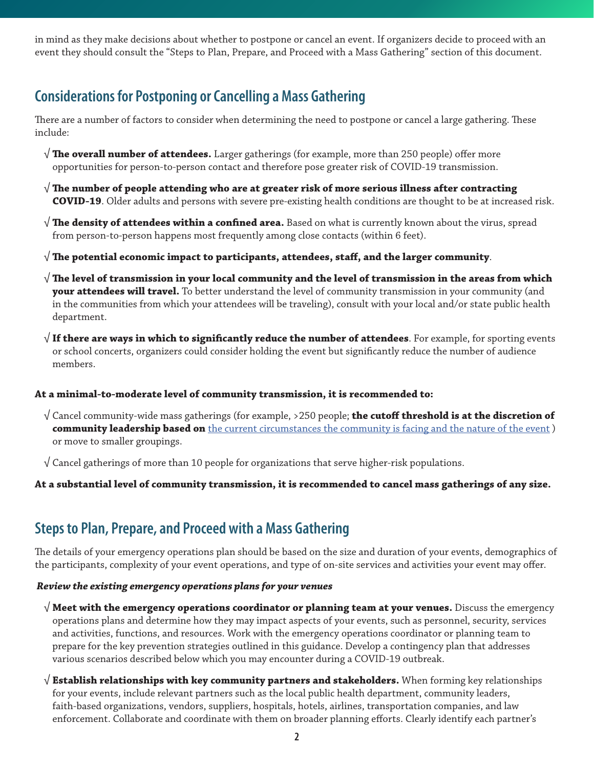in mind as they make decisions about whether to postpone or cancel an event. If organizers decide to proceed with an event they should consult the "Steps to Plan, Prepare, and Proceed with a Mass Gathering" section of this document.

## Considerations for Postponing or Cancelling a Mass Gathering

There are a number of factors to consider when determining the need to postpone or cancel a large gathering. These include:

- √ **The overall number of attendees.** Larger gatherings (for example, more than 250 people) offer more opportunities for person-to-person contact and therefore pose greater risk of COVID-19 transmission.
- √ **The number of people attending who are at greater risk of more serious illness after contracting COVID-19**. Older adults and persons with severe pre-existing health conditions are thought to be at increased risk.
- √ **The density of attendees within a confined area.** Based on what is currently known about the virus, spread from person-to-person happens most frequently among close contacts (within 6 feet).
- √ **The potential economic impact to participants, attendees, staff, and the larger community**.
- √ **The level of transmission in your local community and the level of transmission in the areas from which your attendees will travel.** To better understand the level of community transmission in your community (and in the communities from which your attendees will be traveling), consult with your local and/or state public health department.
- √ **If there are ways in which to significantly reduce the number of attendees**. For example, for sporting events or school concerts, organizers could consider holding the event but significantly reduce the number of audience members.

**At a minimal-to-moderate level of community transmission, it is recommended to:**

- √ Cancel community-wide mass gatherings (for example, >250 people; **the cutoff threshold is at the discretion of community leadership based on** the current circumstances the community is facing and the nature of the event ) or move to smaller groupings.
- √ Cancel gatherings of more than 10 people for organizations that serve higher-risk populations.

**At a substantial level of community transmission, it is recommended to cancel mass gatherings of any size.**

## Steps to Plan, Prepare, and Proceed with a Mass Gathering

The details of your emergency operations plan should be based on the size and duration of your events, demographics of the participants, complexity of your event operations, and type of on-site services and activities your event may offer.

***Review the existing emergency operations plans for your venues***

- √ **Meet with the emergency operations coordinator or planning team at your venues.** Discuss the emergency operations plans and determine how they may impact aspects of your events, such as personnel, security, services and activities, functions, and resources. Work with the emergency operations coordinator or planning team to prepare for the key prevention strategies outlined in this guidance. Develop a contingency plan that addresses various scenarios described below which you may encounter during a COVID-19 outbreak.
- √ **Establish relationships with key community partners and stakeholders.** When forming key relationships for your events, include relevant partners such as the local public health department, community leaders, faith-based organizations, vendors, suppliers, hospitals, hotels, airlines, transportation companies, and law enforcement. Collaborate and coordinate with them on broader planning efforts. Clearly identify each partner's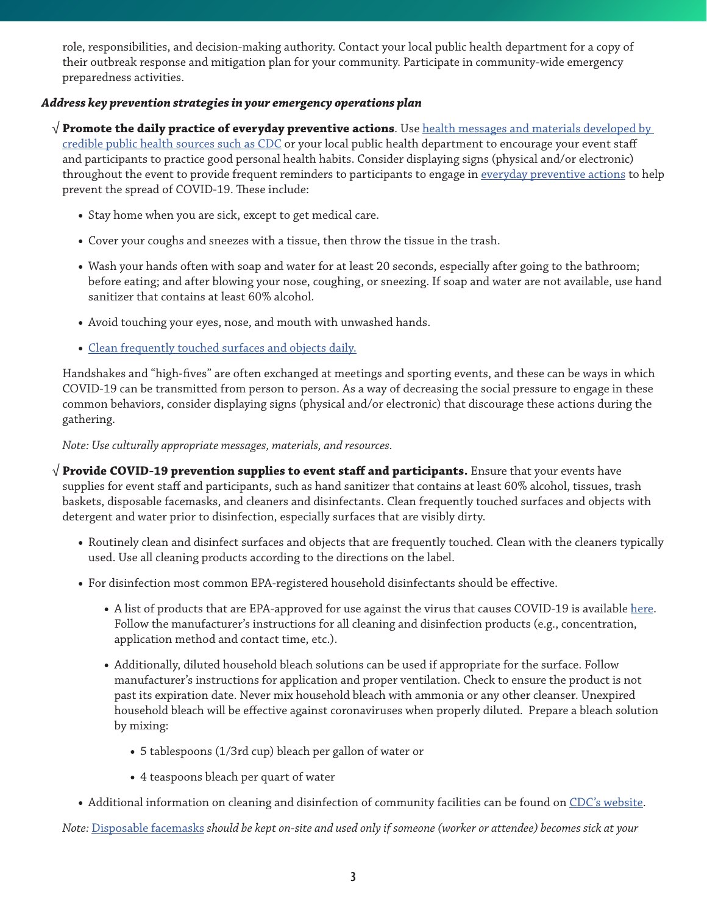role, responsibilities, and decision-making authority. Contact your local public health department for a copy of their outbreak response and mitigation plan for your community. Participate in community-wide emergency preparedness activities.

***Address key prevention strategies in your emergency operations plan***

√ **Promote the daily practice of everyday preventive actions**. Use [health messages and materials developed by credible public health sources such as CDC]() or your local public health department to encourage your event staff and participants to practice good personal health habits. Consider displaying signs (physical and/or electronic) throughout the event to provide frequent reminders to participants to engage in [everyday preventive actions]() to help prevent the spread of COVID-19. These include:

- Stay home when you are sick, except to get medical care.
- Cover your coughs and sneezes with a tissue, then throw the tissue in the trash.
- Wash your hands often with soap and water for at least 20 seconds, especially after going to the bathroom; before eating; and after blowing your nose, coughing, or sneezing. If soap and water are not available, use hand sanitizer that contains at least 60% alcohol.
- Avoid touching your eyes, nose, and mouth with unwashed hands.
- [Clean frequently touched surfaces and objects daily.]()

Handshakes and "high-fives" are often exchanged at meetings and sporting events, and these can be ways in which COVID-19 can be transmitted from person to person. As a way of decreasing the social pressure to engage in these common behaviors, consider displaying signs (physical and/or electronic) that discourage these actions during the gathering.

*Note: Use culturally appropriate messages, materials, and resources.*

√ **Provide COVID-19 prevention supplies to event staff and participants.** Ensure that your events have supplies for event staff and participants, such as hand sanitizer that contains at least 60% alcohol, tissues, trash baskets, disposable facemasks, and cleaners and disinfectants. Clean frequently touched surfaces and objects with detergent and water prior to disinfection, especially surfaces that are visibly dirty.

- Routinely clean and disinfect surfaces and objects that are frequently touched. Clean with the cleaners typically used. Use all cleaning products according to the directions on the label.
- For disinfection most common EPA-registered household disinfectants should be effective.
  - A list of products that are EPA-approved for use against the virus that causes COVID-19 is available [here](). Follow the manufacturer's instructions for all cleaning and disinfection products (e.g., concentration, application method and contact time, etc.).
  - Additionally, diluted household bleach solutions can be used if appropriate for the surface. Follow manufacturer's instructions for application and proper ventilation. Check to ensure the product is not past its expiration date. Never mix household bleach with ammonia or any other cleanser. Unexpired household bleach will be effective against coronaviruses when properly diluted. Prepare a bleach solution by mixing:
    - 5 tablespoons (1/3rd cup) bleach per gallon of water or
    - 4 teaspoons bleach per quart of water
- Additional information on cleaning and disinfection of community facilities can be found on [CDC's website]().

*Note:* [Disposable facemasks]() *should be kept on-site and used only if someone (worker or attendee) becomes sick at your*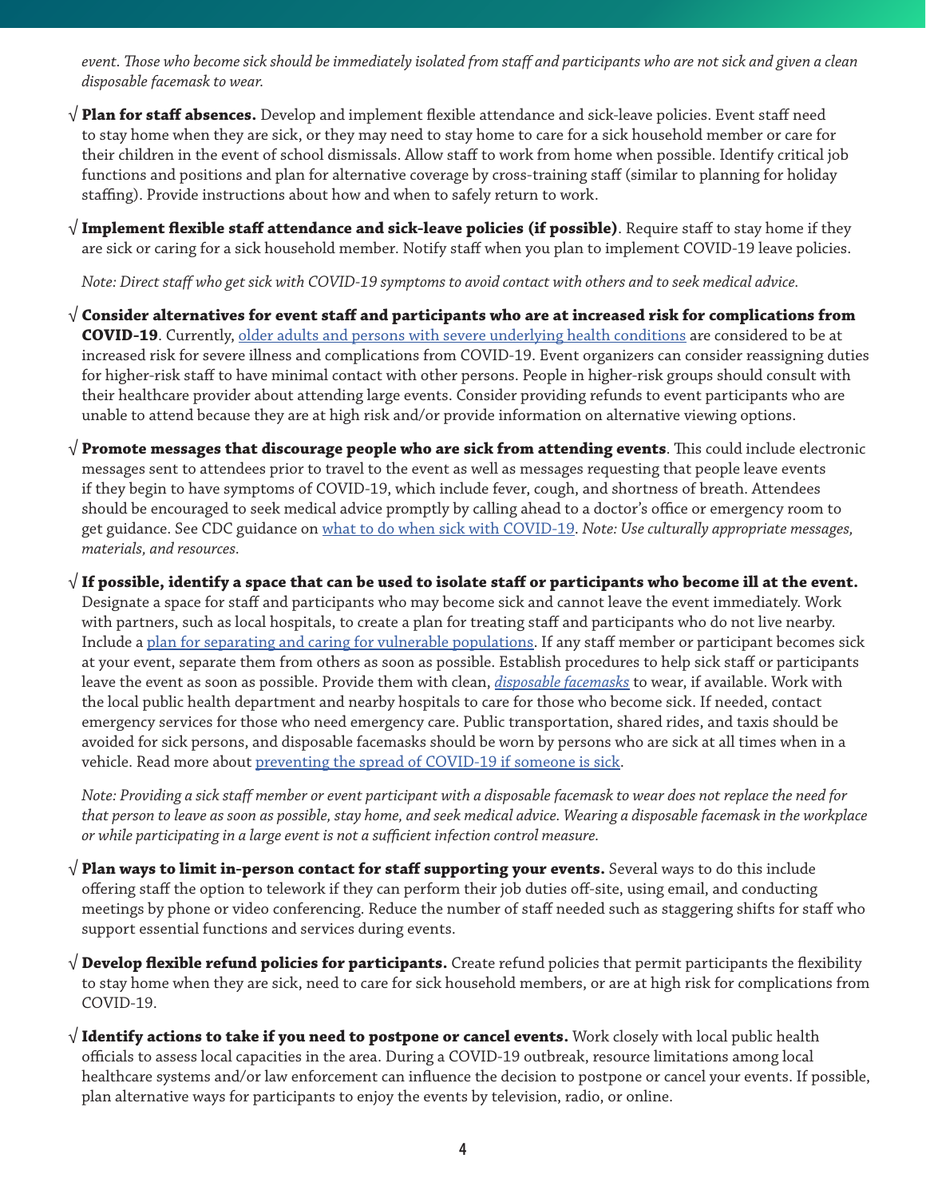*event. Those who become sick should be immediately isolated from staff and participants who are not sick and given a clean disposable facemask to wear.*

√ **Plan for staff absences.** Develop and implement flexible attendance and sick-leave policies. Event staff need to stay home when they are sick, or they may need to stay home to care for a sick household member or care for their children in the event of school dismissals. Allow staff to work from home when possible. Identify critical job functions and positions and plan for alternative coverage by cross-training staff (similar to planning for holiday staffing). Provide instructions about how and when to safely return to work.

√ **Implement flexible staff attendance and sick-leave policies (if possible)**. Require staff to stay home if they are sick or caring for a sick household member. Notify staff when you plan to implement COVID-19 leave policies.

*Note: Direct staff who get sick with COVID-19 symptoms to avoid contact with others and to seek medical advice.*

√ **Consider alternatives for event staff and participants who are at increased risk for complications from COVID-19**. Currently, older adults and persons with severe underlying health conditions are considered to be at increased risk for severe illness and complications from COVID-19. Event organizers can consider reassigning duties for higher-risk staff to have minimal contact with other persons. People in higher-risk groups should consult with their healthcare provider about attending large events. Consider providing refunds to event participants who are unable to attend because they are at high risk and/or provide information on alternative viewing options.

√ **Promote messages that discourage people who are sick from attending events**. This could include electronic messages sent to attendees prior to travel to the event as well as messages requesting that people leave events if they begin to have symptoms of COVID-19, which include fever, cough, and shortness of breath. Attendees should be encouraged to seek medical advice promptly by calling ahead to a doctor's office or emergency room to get guidance. See CDC guidance on what to do when sick with COVID-19. *Note: Use culturally appropriate messages, materials, and resources.*

√ **If possible, identify a space that can be used to isolate staff or participants who become ill at the event.** Designate a space for staff and participants who may become sick and cannot leave the event immediately. Work with partners, such as local hospitals, to create a plan for treating staff and participants who do not live nearby. Include a plan for separating and caring for vulnerable populations. If any staff member or participant becomes sick at your event, separate them from others as soon as possible. Establish procedures to help sick staff or participants leave the event as soon as possible. Provide them with clean, *disposable facemasks* to wear, if available. Work with the local public health department and nearby hospitals to care for those who become sick. If needed, contact emergency services for those who need emergency care. Public transportation, shared rides, and taxis should be avoided for sick persons, and disposable facemasks should be worn by persons who are sick at all times when in a vehicle. Read more about preventing the spread of COVID-19 if someone is sick.

*Note: Providing a sick staff member or event participant with a disposable facemask to wear does not replace the need for that person to leave as soon as possible, stay home, and seek medical advice. Wearing a disposable facemask in the workplace or while participating in a large event is not a sufficient infection control measure.*

√ **Plan ways to limit in-person contact for staff supporting your events.** Several ways to do this include offering staff the option to telework if they can perform their job duties off-site, using email, and conducting meetings by phone or video conferencing. Reduce the number of staff needed such as staggering shifts for staff who support essential functions and services during events.

√ **Develop flexible refund policies for participants.** Create refund policies that permit participants the flexibility to stay home when they are sick, need to care for sick household members, or are at high risk for complications from COVID-19.

√ **Identify actions to take if you need to postpone or cancel events.** Work closely with local public health officials to assess local capacities in the area. During a COVID-19 outbreak, resource limitations among local healthcare systems and/or law enforcement can influence the decision to postpone or cancel your events. If possible, plan alternative ways for participants to enjoy the events by television, radio, or online.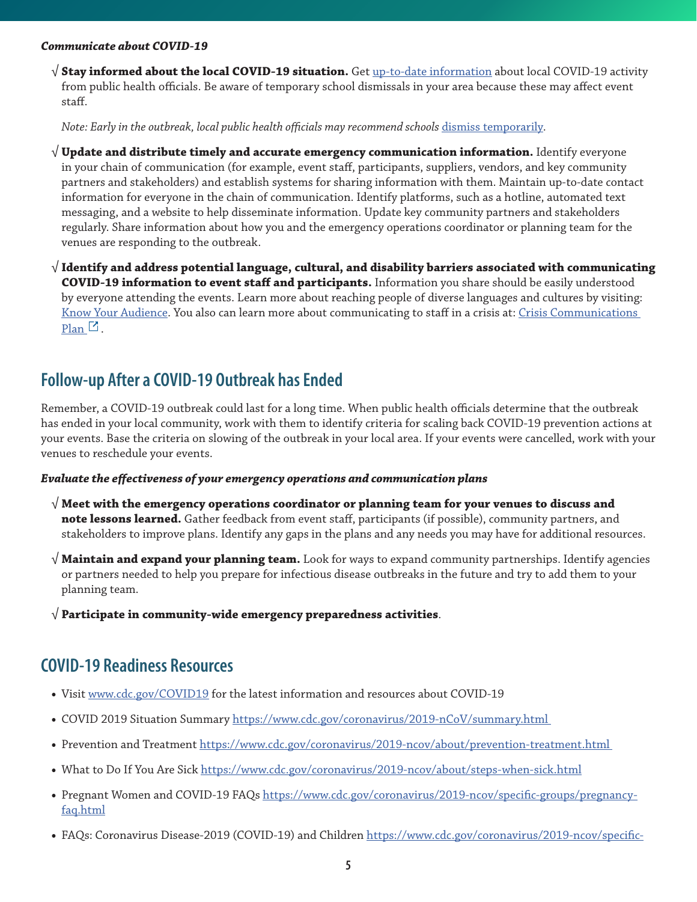***Communicate about COVID-19***

√ **Stay informed about the local COVID-19 situation.** Get up-to-date information about local COVID-19 activity from public health officials. Be aware of temporary school dismissals in your area because these may affect event staff.

*Note: Early in the outbreak, local public health officials may recommend schools dismiss temporarily.*

√ **Update and distribute timely and accurate emergency communication information.** Identify everyone in your chain of communication (for example, event staff, participants, suppliers, vendors, and key community partners and stakeholders) and establish systems for sharing information with them. Maintain up-to-date contact information for everyone in the chain of communication. Identify platforms, such as a hotline, automated text messaging, and a website to help disseminate information. Update key community partners and stakeholders regularly. Share information about how you and the emergency operations coordinator or planning team for the venues are responding to the outbreak.

√ **Identify and address potential language, cultural, and disability barriers associated with communicating COVID-19 information to event staff and participants.** Information you share should be easily understood by everyone attending the events. Learn more about reaching people of diverse languages and cultures by visiting: Know Your Audience. You also can learn more about communicating to staff in a crisis at: Crisis Communications Plan.

## Follow-up After a COVID-19 Outbreak has Ended

Remember, a COVID-19 outbreak could last for a long time. When public health officials determine that the outbreak has ended in your local community, work with them to identify criteria for scaling back COVID-19 prevention actions at your events. Base the criteria on slowing of the outbreak in your local area. If your events were cancelled, work with your venues to reschedule your events.

***Evaluate the effectiveness of your emergency operations and communication plans***

√ **Meet with the emergency operations coordinator or planning team for your venues to discuss and note lessons learned.** Gather feedback from event staff, participants (if possible), community partners, and stakeholders to improve plans. Identify any gaps in the plans and any needs you may have for additional resources.

√ **Maintain and expand your planning team.** Look for ways to expand community partnerships. Identify agencies or partners needed to help you prepare for infectious disease outbreaks in the future and try to add them to your planning team.

√ **Participate in community-wide emergency preparedness activities**.

## COVID-19 Readiness Resources

- Visit www.cdc.gov/COVID19 for the latest information and resources about COVID-19
- COVID 2019 Situation Summary https://www.cdc.gov/coronavirus/2019-nCoV/summary.html
- Prevention and Treatment https://www.cdc.gov/coronavirus/2019-ncov/about/prevention-treatment.html
- What to Do If You Are Sick https://www.cdc.gov/coronavirus/2019-ncov/about/steps-when-sick.html
- Pregnant Women and COVID-19 FAQs https://www.cdc.gov/coronavirus/2019-ncov/specific-groups/pregnancy-faq.html
- FAQs: Coronavirus Disease-2019 (COVID-19) and Children https://www.cdc.gov/coronavirus/2019-ncov/specific-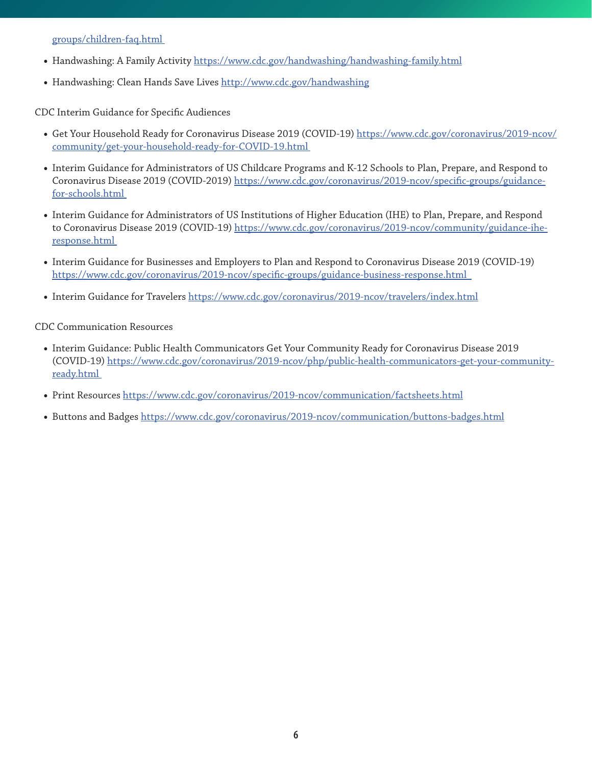groups/children-faq.html

- Handwashing: A Family Activity https://www.cdc.gov/handwashing/handwashing-family.html
- Handwashing: Clean Hands Save Lives http://www.cdc.gov/handwashing

CDC Interim Guidance for Specific Audiences

- Get Your Household Ready for Coronavirus Disease 2019 (COVID-19) https://www.cdc.gov/coronavirus/2019-ncov/community/get-your-household-ready-for-COVID-19.html
- Interim Guidance for Administrators of US Childcare Programs and K-12 Schools to Plan, Prepare, and Respond to Coronavirus Disease 2019 (COVID-2019) https://www.cdc.gov/coronavirus/2019-ncov/specific-groups/guidance-for-schools.html
- Interim Guidance for Administrators of US Institutions of Higher Education (IHE) to Plan, Prepare, and Respond to Coronavirus Disease 2019 (COVID-19) https://www.cdc.gov/coronavirus/2019-ncov/community/guidance-ihe-response.html
- Interim Guidance for Businesses and Employers to Plan and Respond to Coronavirus Disease 2019 (COVID-19) https://www.cdc.gov/coronavirus/2019-ncov/specific-groups/guidance-business-response.html
- Interim Guidance for Travelers https://www.cdc.gov/coronavirus/2019-ncov/travelers/index.html

CDC Communication Resources

- Interim Guidance: Public Health Communicators Get Your Community Ready for Coronavirus Disease 2019 (COVID-19) https://www.cdc.gov/coronavirus/2019-ncov/php/public-health-communicators-get-your-community-ready.html
- Print Resources https://www.cdc.gov/coronavirus/2019-ncov/communication/factsheets.html
- Buttons and Badges https://www.cdc.gov/coronavirus/2019-ncov/communication/buttons-badges.html